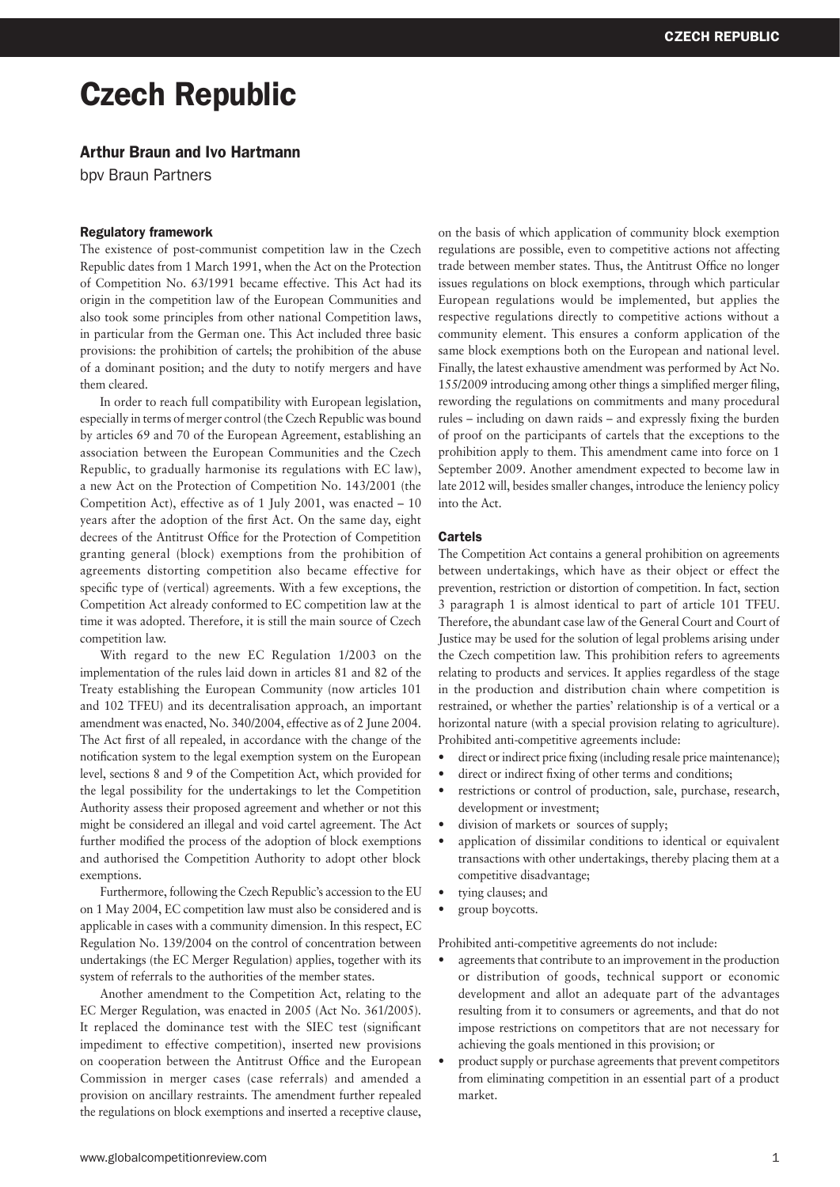# Czech Republic

### Arthur Braun and Ivo Hartmann

bpv Braun Partners

#### Regulatory framework

The existence of post-communist competition law in the Czech Republic dates from 1 March 1991, when the Act on the Protection of Competition No. 63/1991 became effective. This Act had its origin in the competition law of the European Communities and also took some principles from other national Competition laws, in particular from the German one. This Act included three basic provisions: the prohibition of cartels; the prohibition of the abuse of a dominant position; and the duty to notify mergers and have them cleared.

In order to reach full compatibility with European legislation, especially in terms of merger control (the Czech Republic was bound by articles 69 and 70 of the European Agreement, establishing an association between the European Communities and the Czech Republic, to gradually harmonise its regulations with EC law), a new Act on the Protection of Competition No. 143/2001 (the Competition Act), effective as of 1 July 2001, was enacted – 10 years after the adoption of the first Act. On the same day, eight decrees of the Antitrust Office for the Protection of Competition granting general (block) exemptions from the prohibition of agreements distorting competition also became effective for specific type of (vertical) agreements. With a few exceptions, the Competition Act already conformed to EC competition law at the time it was adopted. Therefore, it is still the main source of Czech competition law.

With regard to the new EC Regulation 1/2003 on the implementation of the rules laid down in articles 81 and 82 of the Treaty establishing the European Community (now articles 101 and 102 TFEU) and its decentralisation approach, an important amendment was enacted, No. 340/2004, effective as of 2 June 2004. The Act first of all repealed, in accordance with the change of the notification system to the legal exemption system on the European level, sections 8 and 9 of the Competition Act, which provided for the legal possibility for the undertakings to let the Competition Authority assess their proposed agreement and whether or not this might be considered an illegal and void cartel agreement. The Act further modified the process of the adoption of block exemptions and authorised the Competition Authority to adopt other block exemptions.

Furthermore, following the Czech Republic's accession to the EU on 1 May 2004, EC competition law must also be considered and is applicable in cases with a community dimension. In this respect, EC Regulation No. 139/2004 on the control of concentration between undertakings (the EC Merger Regulation) applies, together with its system of referrals to the authorities of the member states.

Another amendment to the Competition Act, relating to the EC Merger Regulation, was enacted in 2005 (Act No. 361/2005). It replaced the dominance test with the SIEC test (significant impediment to effective competition), inserted new provisions on cooperation between the Antitrust Office and the European Commission in merger cases (case referrals) and amended a provision on ancillary restraints. The amendment further repealed the regulations on block exemptions and inserted a receptive clause, on the basis of which application of community block exemption regulations are possible, even to competitive actions not affecting trade between member states. Thus, the Antitrust Office no longer issues regulations on block exemptions, through which particular European regulations would be implemented, but applies the respective regulations directly to competitive actions without a community element. This ensures a conform application of the same block exemptions both on the European and national level. Finally, the latest exhaustive amendment was performed by Act No. 155/2009 introducing among other things a simplified merger filing, rewording the regulations on commitments and many procedural rules – including on dawn raids – and expressly fixing the burden of proof on the participants of cartels that the exceptions to the prohibition apply to them. This amendment came into force on 1 September 2009. Another amendment expected to become law in late 2012 will, besides smaller changes, introduce the leniency policy into the Act.

#### Cartels

The Competition Act contains a general prohibition on agreements between undertakings, which have as their object or effect the prevention, restriction or distortion of competition. In fact, section 3 paragraph 1 is almost identical to part of article 101 TFEU. Therefore, the abundant case law of the General Court and Court of Justice may be used for the solution of legal problems arising under the Czech competition law. This prohibition refers to agreements relating to products and services. It applies regardless of the stage in the production and distribution chain where competition is restrained, or whether the parties' relationship is of a vertical or a horizontal nature (with a special provision relating to agriculture). Prohibited anti-competitive agreements include:

- direct or indirect price fixing (including resale price maintenance);
- direct or indirect fixing of other terms and conditions;
- restrictions or control of production, sale, purchase, research, development or investment;
- division of markets or sources of supply;
- application of dissimilar conditions to identical or equivalent transactions with other undertakings, thereby placing them at a competitive disadvantage;
- tying clauses; and
- group boycotts.

Prohibited anti-competitive agreements do not include:

- agreements that contribute to an improvement in the production or distribution of goods, technical support or economic development and allot an adequate part of the advantages resulting from it to consumers or agreements, and that do not impose restrictions on competitors that are not necessary for achieving the goals mentioned in this provision; or
- product supply or purchase agreements that prevent competitors from eliminating competition in an essential part of a product market.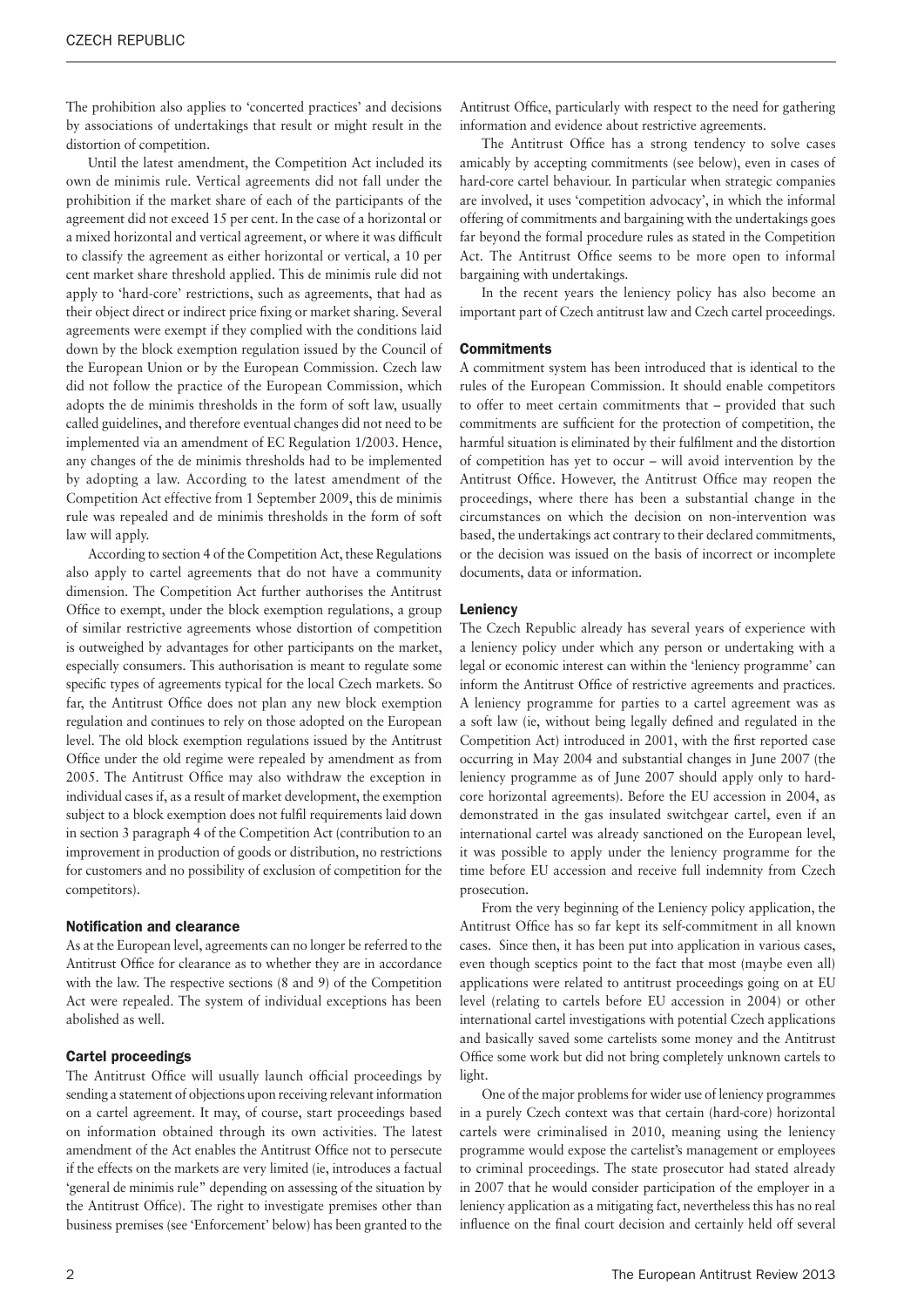The prohibition also applies to 'concerted practices' and decisions by associations of undertakings that result or might result in the distortion of competition.

Until the latest amendment, the Competition Act included its own de minimis rule. Vertical agreements did not fall under the prohibition if the market share of each of the participants of the agreement did not exceed 15 per cent. In the case of a horizontal or a mixed horizontal and vertical agreement, or where it was difficult to classify the agreement as either horizontal or vertical, a 10 per cent market share threshold applied. This de minimis rule did not apply to 'hard-core' restrictions, such as agreements, that had as their object direct or indirect price fixing or market sharing. Several agreements were exempt if they complied with the conditions laid down by the block exemption regulation issued by the Council of the European Union or by the European Commission. Czech law did not follow the practice of the European Commission, which adopts the de minimis thresholds in the form of soft law, usually called guidelines, and therefore eventual changes did not need to be implemented via an amendment of EC Regulation 1/2003. Hence, any changes of the de minimis thresholds had to be implemented by adopting a law. According to the latest amendment of the Competition Act effective from 1 September 2009, this de minimis rule was repealed and de minimis thresholds in the form of soft law will apply.

According to section 4 of the Competition Act, these Regulations also apply to cartel agreements that do not have a community dimension. The Competition Act further authorises the Antitrust Office to exempt, under the block exemption regulations, a group of similar restrictive agreements whose distortion of competition is outweighed by advantages for other participants on the market, especially consumers. This authorisation is meant to regulate some specific types of agreements typical for the local Czech markets. So far, the Antitrust Office does not plan any new block exemption regulation and continues to rely on those adopted on the European level. The old block exemption regulations issued by the Antitrust Office under the old regime were repealed by amendment as from 2005. The Antitrust Office may also withdraw the exception in individual cases if, as a result of market development, the exemption subject to a block exemption does not fulfil requirements laid down in section 3 paragraph 4 of the Competition Act (contribution to an improvement in production of goods or distribution, no restrictions for customers and no possibility of exclusion of competition for the competitors).

### Notification and clearance

As at the European level, agreements can no longer be referred to the Antitrust Office for clearance as to whether they are in accordance with the law. The respective sections (8 and 9) of the Competition Act were repealed. The system of individual exceptions has been abolished as well.

### Cartel proceedings

The Antitrust Office will usually launch official proceedings by sending a statement of objections upon receiving relevant information on a cartel agreement. It may, of course, start proceedings based on information obtained through its own activities. The latest amendment of the Act enables the Antitrust Office not to persecute if the effects on the markets are very limited (ie, introduces a factual 'general de minimis rule" depending on assessing of the situation by the Antitrust Office). The right to investigate premises other than business premises (see 'Enforcement' below) has been granted to the Antitrust Office, particularly with respect to the need for gathering information and evidence about restrictive agreements.

The Antitrust Office has a strong tendency to solve cases amicably by accepting commitments (see below), even in cases of hard-core cartel behaviour. In particular when strategic companies are involved, it uses 'competition advocacy', in which the informal offering of commitments and bargaining with the undertakings goes far beyond the formal procedure rules as stated in the Competition Act. The Antitrust Office seems to be more open to informal bargaining with undertakings.

In the recent years the leniency policy has also become an important part of Czech antitrust law and Czech cartel proceedings.

### Commitments

A commitment system has been introduced that is identical to the rules of the European Commission. It should enable competitors to offer to meet certain commitments that – provided that such commitments are sufficient for the protection of competition, the harmful situation is eliminated by their fulfilment and the distortion of competition has yet to occur – will avoid intervention by the Antitrust Office. However, the Antitrust Office may reopen the proceedings, where there has been a substantial change in the circumstances on which the decision on non-intervention was based, the undertakings act contrary to their declared commitments, or the decision was issued on the basis of incorrect or incomplete documents, data or information.

### Leniency

The Czech Republic already has several years of experience with a leniency policy under which any person or undertaking with a legal or economic interest can within the 'leniency programme' can inform the Antitrust Office of restrictive agreements and practices. A leniency programme for parties to a cartel agreement was as a soft law (ie, without being legally defined and regulated in the Competition Act) introduced in 2001, with the first reported case occurring in May 2004 and substantial changes in June 2007 (the leniency programme as of June 2007 should apply only to hard-core horizontal agreements). Before the EU accession in 2004, as demonstrated in the gas insulated switchgear cartel, even if an international cartel was already sanctioned on the European level, it was possible to apply under the leniency programme for the time before EU accession and receive full indemnity from Czech prosecution.

From the very beginning of the Leniency policy application, the Antitrust Office has so far kept its self-commitment in all known cases. Since then, it has been put into application in various cases, even though sceptics point to the fact that most (maybe even all) applications were related to antitrust proceedings going on at EU level (relating to cartels before EU accession in 2004) or other international cartel investigations with potential Czech applications and basically saved some cartelists some money and the Antitrust Office some work but did not bring completely unknown cartels to light.

One of the major problems for wider use of leniency programmes in a purely Czech context was that certain (hard-core) horizontal cartels were criminalised in 2010, meaning using the leniency programme would expose the cartelist's management or employees to criminal proceedings. The state prosecutor had stated already in 2007 that he would consider participation of the employer in a leniency application as a mitigating fact, nevertheless this has no real influence on the final court decision and certainly held off several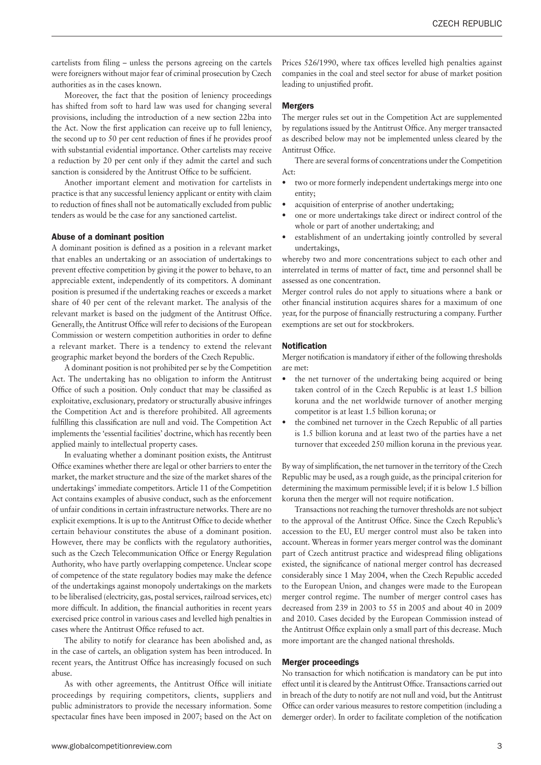cartelists from filing – unless the persons agreeing on the cartels were foreigners without major fear of criminal prosecution by Czech authorities as in the cases known.

Moreover, the fact that the position of leniency proceedings has shifted from soft to hard law was used for changing several provisions, including the introduction of a new section 22ba into the Act. Now the first application can receive up to full leniency, the second up to 50 per cent reduction of fines if he provides proof with substantial evidential importance. Other cartelists may receive a reduction by 20 per cent only if they admit the cartel and such sanction is considered by the Antitrust Office to be sufficient.

Another important element and motivation for cartelists in practice is that any successful leniency applicant or entity with claim to reduction of fines shall not be automatically excluded from public tenders as would be the case for any sanctioned cartelist.

### Abuse of a dominant position

A dominant position is defined as a position in a relevant market that enables an undertaking or an association of undertakings to prevent effective competition by giving it the power to behave, to an appreciable extent, independently of its competitors. A dominant position is presumed if the undertaking reaches or exceeds a market share of 40 per cent of the relevant market. The analysis of the relevant market is based on the judgment of the Antitrust Office. Generally, the Antitrust Office will refer to decisions of the European Commission or western competition authorities in order to define a relevant market. There is a tendency to extend the relevant geographic market beyond the borders of the Czech Republic.

A dominant position is not prohibited per se by the Competition Act. The undertaking has no obligation to inform the Antitrust Office of such a position. Only conduct that may be classified as exploitative, exclusionary, predatory or structurally abusive infringes the Competition Act and is therefore prohibited. All agreements fulfilling this classification are null and void. The Competition Act implements the 'essential facilities' doctrine, which has recently been applied mainly to intellectual property cases.

In evaluating whether a dominant position exists, the Antitrust Office examines whether there are legal or other barriers to enter the market, the market structure and the size of the market shares of the undertakings' immediate competitors. Article 11 of the Competition Act contains examples of abusive conduct, such as the enforcement of unfair conditions in certain infrastructure networks. There are no explicit exemptions. It is up to the Antitrust Office to decide whether certain behaviour constitutes the abuse of a dominant position. However, there may be conflicts with the regulatory authorities, such as the Czech Telecommunication Office or Energy Regulation Authority, who have partly overlapping competence. Unclear scope of competence of the state regulatory bodies may make the defence of the undertakings against monopoly undertakings on the markets to be liberalised (electricity, gas, postal services, railroad services, etc) more difficult. In addition, the financial authorities in recent years exercised price control in various cases and levelled high penalties in cases where the Antitrust Office refused to act.

The ability to notify for clearance has been abolished and, as in the case of cartels, an obligation system has been introduced. In recent years, the Antitrust Office has increasingly focused on such abuse.

As with other agreements, the Antitrust Office will initiate proceedings by requiring competitors, clients, suppliers and public administrators to provide the necessary information. Some spectacular fines have been imposed in 2007; based on the Act on Prices 526/1990, where tax offices levelled high penalties against companies in the coal and steel sector for abuse of market position leading to unjustified profit.

### Mergers

The merger rules set out in the Competition Act are supplemented by regulations issued by the Antitrust Office. Any merger transacted as described below may not be implemented unless cleared by the Antitrust Office.

There are several forms of concentrations under the Competition Act:

- two or more formerly independent undertakings merge into one entity;
- acquisition of enterprise of another undertaking;
- one or more undertakings take direct or indirect control of the whole or part of another undertaking; and
- establishment of an undertaking jointly controlled by several undertakings,

whereby two and more concentrations subject to each other and interrelated in terms of matter of fact, time and personnel shall be assessed as one concentration.

Merger control rules do not apply to situations where a bank or other financial institution acquires shares for a maximum of one year, for the purpose of financially restructuring a company. Further exemptions are set out for stockbrokers.

### Notification

Merger notification is mandatory if either of the following thresholds are met:

- the net turnover of the undertaking being acquired or being taken control of in the Czech Republic is at least 1.5 billion koruna and the net worldwide turnover of another merging competitor is at least 1.5 billion koruna; or
- the combined net turnover in the Czech Republic of all parties is 1.5 billion koruna and at least two of the parties have a net turnover that exceeded 250 million koruna in the previous year.

By way of simplification, the net turnover in the territory of the Czech Republic may be used, as a rough guide, as the principal criterion for determining the maximum permissible level; if it is below 1.5 billion koruna then the merger will not require notification.

Transactions not reaching the turnover thresholds are not subject to the approval of the Antitrust Office. Since the Czech Republic's accession to the EU, EU merger control must also be taken into account. Whereas in former years merger control was the dominant part of Czech antitrust practice and widespread filing obligations existed, the significance of national merger control has decreased considerably since 1 May 2004, when the Czech Republic acceded to the European Union, and changes were made to the European merger control regime. The number of merger control cases has decreased from 239 in 2003 to 55 in 2005 and about 40 in 2009 and 2010. Cases decided by the European Commission instead of the Antitrust Office explain only a small part of this decrease. Much more important are the changed national thresholds.

### Merger proceedings

No transaction for which notification is mandatory can be put into effect until it is cleared by the Antitrust Office. Transactions carried out in breach of the duty to notify are not null and void, but the Antitrust Office can order various measures to restore competition (including a demerger order). In order to facilitate completion of the notification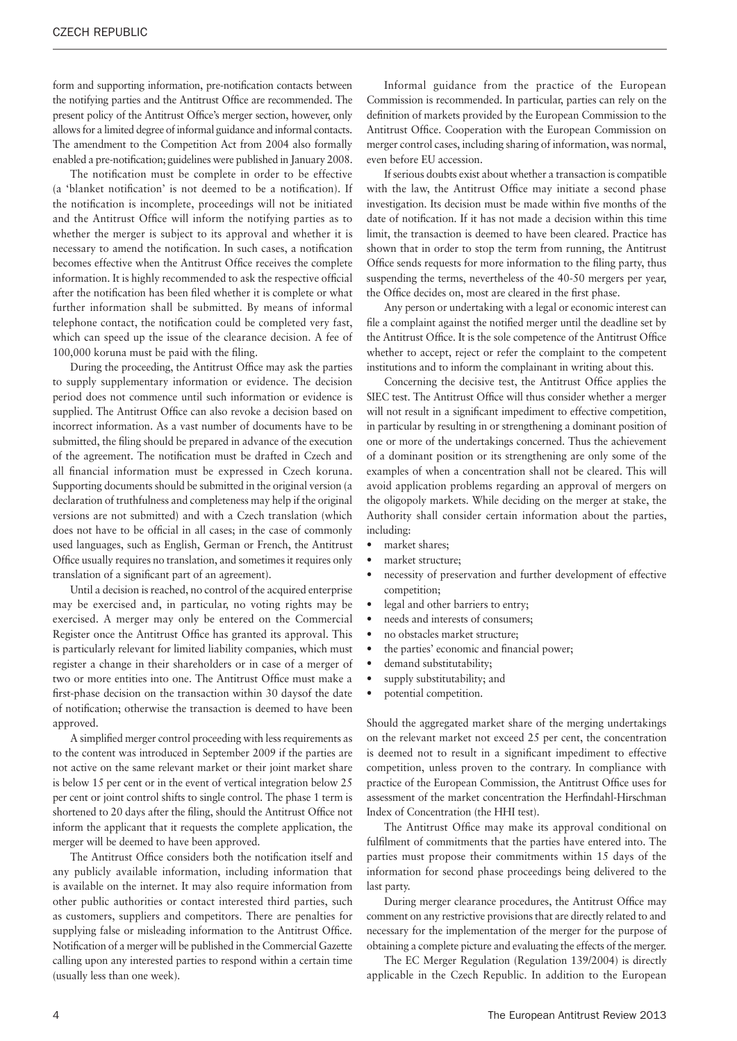form and supporting information, pre-notification contacts between the notifying parties and the Antitrust Office are recommended. The present policy of the Antitrust Office's merger section, however, only allows for a limited degree of informal guidance and informal contacts. The amendment to the Competition Act from 2004 also formally enabled a pre-notification; guidelines were published in January 2008.

The notification must be complete in order to be effective (a 'blanket notification' is not deemed to be a notification). If the notification is incomplete, proceedings will not be initiated and the Antitrust Office will inform the notifying parties as to whether the merger is subject to its approval and whether it is necessary to amend the notification. In such cases, a notification becomes effective when the Antitrust Office receives the complete information. It is highly recommended to ask the respective official after the notification has been filed whether it is complete or what further information shall be submitted. By means of informal telephone contact, the notification could be completed very fast, which can speed up the issue of the clearance decision. A fee of 100,000 koruna must be paid with the filing.

During the proceeding, the Antitrust Office may ask the parties to supply supplementary information or evidence. The decision period does not commence until such information or evidence is supplied. The Antitrust Office can also revoke a decision based on incorrect information. As a vast number of documents have to be submitted, the filing should be prepared in advance of the execution of the agreement. The notification must be drafted in Czech and all financial information must be expressed in Czech koruna. Supporting documents should be submitted in the original version (a declaration of truthfulness and completeness may help if the original versions are not submitted) and with a Czech translation (which does not have to be official in all cases; in the case of commonly used languages, such as English, German or French, the Antitrust Office usually requires no translation, and sometimes it requires only translation of a significant part of an agreement).

Until a decision is reached, no control of the acquired enterprise may be exercised and, in particular, no voting rights may be exercised. A merger may only be entered on the Commercial Register once the Antitrust Office has granted its approval. This is particularly relevant for limited liability companies, which must register a change in their shareholders or in case of a merger of two or more entities into one. The Antitrust Office must make a first-phase decision on the transaction within 30 daysof the date of notification; otherwise the transaction is deemed to have been approved.

A simplified merger control proceeding with less requirements as to the content was introduced in September 2009 if the parties are not active on the same relevant market or their joint market share is below 15 per cent or in the event of vertical integration below 25 per cent or joint control shifts to single control. The phase 1 term is shortened to 20 days after the filing, should the Antitrust Office not inform the applicant that it requests the complete application, the merger will be deemed to have been approved.

The Antitrust Office considers both the notification itself and any publicly available information, including information that is available on the internet. It may also require information from other public authorities or contact interested third parties, such as customers, suppliers and competitors. There are penalties for supplying false or misleading information to the Antitrust Office. Notification of a merger will be published in the Commercial Gazette calling upon any interested parties to respond within a certain time (usually less than one week).

Informal guidance from the practice of the European Commission is recommended. In particular, parties can rely on the definition of markets provided by the European Commission to the Antitrust Office. Cooperation with the European Commission on merger control cases, including sharing of information, was normal, even before EU accession.

If serious doubts exist about whether a transaction is compatible with the law, the Antitrust Office may initiate a second phase investigation. Its decision must be made within five months of the date of notification. If it has not made a decision within this time limit, the transaction is deemed to have been cleared. Practice has shown that in order to stop the term from running, the Antitrust Office sends requests for more information to the filing party, thus suspending the terms, nevertheless of the 40-50 mergers per year, the Office decides on, most are cleared in the first phase.

Any person or undertaking with a legal or economic interest can file a complaint against the notified merger until the deadline set by the Antitrust Office. It is the sole competence of the Antitrust Office whether to accept, reject or refer the complaint to the competent institutions and to inform the complainant in writing about this.

Concerning the decisive test, the Antitrust Office applies the SIEC test. The Antitrust Office will thus consider whether a merger will not result in a significant impediment to effective competition, in particular by resulting in or strengthening a dominant position of one or more of the undertakings concerned. Thus the achievement of a dominant position or its strengthening are only some of the examples of when a concentration shall not be cleared. This will avoid application problems regarding an approval of mergers on the oligopoly markets. While deciding on the merger at stake, the Authority shall consider certain information about the parties, including:

- market shares;
- market structure;
- necessity of preservation and further development of effective competition;
- legal and other barriers to entry;
- needs and interests of consumers;
- no obstacles market structure;
- the parties' economic and financial power;
- demand substitutability;
- supply substitutability; and
- potential competition.

Should the aggregated market share of the merging undertakings on the relevant market not exceed 25 per cent, the concentration is deemed not to result in a significant impediment to effective competition, unless proven to the contrary. In compliance with practice of the European Commission, the Antitrust Office uses for assessment of the market concentration the Herfindahl-Hirschman Index of Concentration (the HHI test).

The Antitrust Office may make its approval conditional on fulfilment of commitments that the parties have entered into. The parties must propose their commitments within 15 days of the information for second phase proceedings being delivered to the last party.

During merger clearance procedures, the Antitrust Office may comment on any restrictive provisions that are directly related to and necessary for the implementation of the merger for the purpose of obtaining a complete picture and evaluating the effects of the merger.

The EC Merger Regulation (Regulation 139/2004) is directly applicable in the Czech Republic. In addition to the European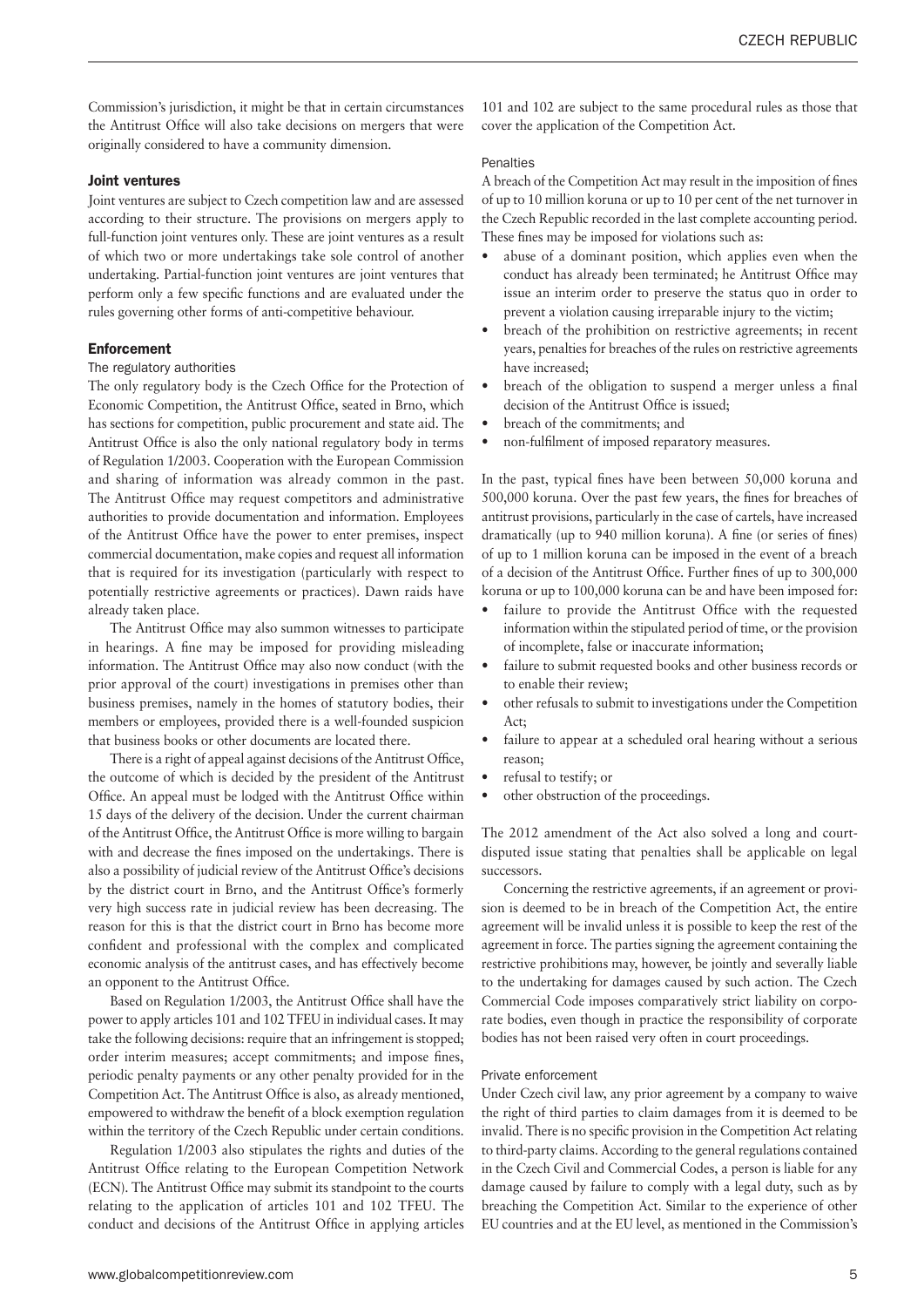Commission's jurisdiction, it might be that in certain circumstances the Antitrust Office will also take decisions on mergers that were originally considered to have a community dimension.

## Joint ventures

Joint ventures are subject to Czech competition law and are assessed according to their structure. The provisions on mergers apply to full-function joint ventures only. These are joint ventures as a result of which two or more undertakings take sole control of another undertaking. Partial-function joint ventures are joint ventures that perform only a few specific functions and are evaluated under the rules governing other forms of anti-competitive behaviour.

## Enforcement

### The regulatory authorities

The only regulatory body is the Czech Office for the Protection of Economic Competition, the Antitrust Office, seated in Brno, which has sections for competition, public procurement and state aid. The Antitrust Office is also the only national regulatory body in terms of Regulation 1/2003. Cooperation with the European Commission and sharing of information was already common in the past. The Antitrust Office may request competitors and administrative authorities to provide documentation and information. Employees of the Antitrust Office have the power to enter premises, inspect commercial documentation, make copies and request all information that is required for its investigation (particularly with respect to potentially restrictive agreements or practices). Dawn raids have already taken place.

The Antitrust Office may also summon witnesses to participate in hearings. A fine may be imposed for providing misleading information. The Antitrust Office may also now conduct (with the prior approval of the court) investigations in premises other than business premises, namely in the homes of statutory bodies, their members or employees, provided there is a well-founded suspicion that business books or other documents are located there.

There is a right of appeal against decisions of the Antitrust Office, the outcome of which is decided by the president of the Antitrust Office. An appeal must be lodged with the Antitrust Office within 15 days of the delivery of the decision. Under the current chairman of the Antitrust Office, the Antitrust Office is more willing to bargain with and decrease the fines imposed on the undertakings. There is also a possibility of judicial review of the Antitrust Office's decisions by the district court in Brno, and the Antitrust Office's formerly very high success rate in judicial review has been decreasing. The reason for this is that the district court in Brno has become more confident and professional with the complex and complicated economic analysis of the antitrust cases, and has effectively become an opponent to the Antitrust Office.

Based on Regulation 1/2003, the Antitrust Office shall have the power to apply articles 101 and 102 TFEU in individual cases. It may take the following decisions: require that an infringement is stopped; order interim measures; accept commitments; and impose fines, periodic penalty payments or any other penalty provided for in the Competition Act. The Antitrust Office is also, as already mentioned, empowered to withdraw the benefit of a block exemption regulation within the territory of the Czech Republic under certain conditions.

Regulation 1/2003 also stipulates the rights and duties of the Antitrust Office relating to the European Competition Network (ECN). The Antitrust Office may submit its standpoint to the courts relating to the application of articles 101 and 102 TFEU. The conduct and decisions of the Antitrust Office in applying articles 101 and 102 are subject to the same procedural rules as those that cover the application of the Competition Act.

### Penalties

A breach of the Competition Act may result in the imposition of fines of up to 10 million koruna or up to 10 per cent of the net turnover in the Czech Republic recorded in the last complete accounting period. These fines may be imposed for violations such as:

- abuse of a dominant position, which applies even when the conduct has already been terminated; he Antitrust Office may issue an interim order to preserve the status quo in order to prevent a violation causing irreparable injury to the victim;
- breach of the prohibition on restrictive agreements; in recent years, penalties for breaches of the rules on restrictive agreements have increased;
- breach of the obligation to suspend a merger unless a final decision of the Antitrust Office is issued;
- breach of the commitments; and
- non-fulfilment of imposed reparatory measures.

In the past, typical fines have been between 50,000 koruna and 500,000 koruna. Over the past few years, the fines for breaches of antitrust provisions, particularly in the case of cartels, have increased dramatically (up to 940 million koruna). A fine (or series of fines) of up to 1 million koruna can be imposed in the event of a breach of a decision of the Antitrust Office. Further fines of up to 300,000 koruna or up to 100,000 koruna can be and have been imposed for:

- failure to provide the Antitrust Office with the requested information within the stipulated period of time, or the provision of incomplete, false or inaccurate information;
- failure to submit requested books and other business records or to enable their review;
- other refusals to submit to investigations under the Competition Act;
- failure to appear at a scheduled oral hearing without a serious reason;
- refusal to testify; or
- other obstruction of the proceedings.

The 2012 amendment of the Act also solved a long and court-disputed issue stating that penalties shall be applicable on legal successors.

Concerning the restrictive agreements, if an agreement or provision is deemed to be in breach of the Competition Act, the entire agreement will be invalid unless it is possible to keep the rest of the agreement in force. The parties signing the agreement containing the restrictive prohibitions may, however, be jointly and severally liable to the undertaking for damages caused by such action. The Czech Commercial Code imposes comparatively strict liability on corporate bodies, even though in practice the responsibility of corporate bodies has not been raised very often in court proceedings.

### Private enforcement

Under Czech civil law, any prior agreement by a company to waive the right of third parties to claim damages from it is deemed to be invalid. There is no specific provision in the Competition Act relating to third-party claims. According to the general regulations contained in the Czech Civil and Commercial Codes, a person is liable for any damage caused by failure to comply with a legal duty, such as by breaching the Competition Act. Similar to the experience of other EU countries and at the EU level, as mentioned in the Commission's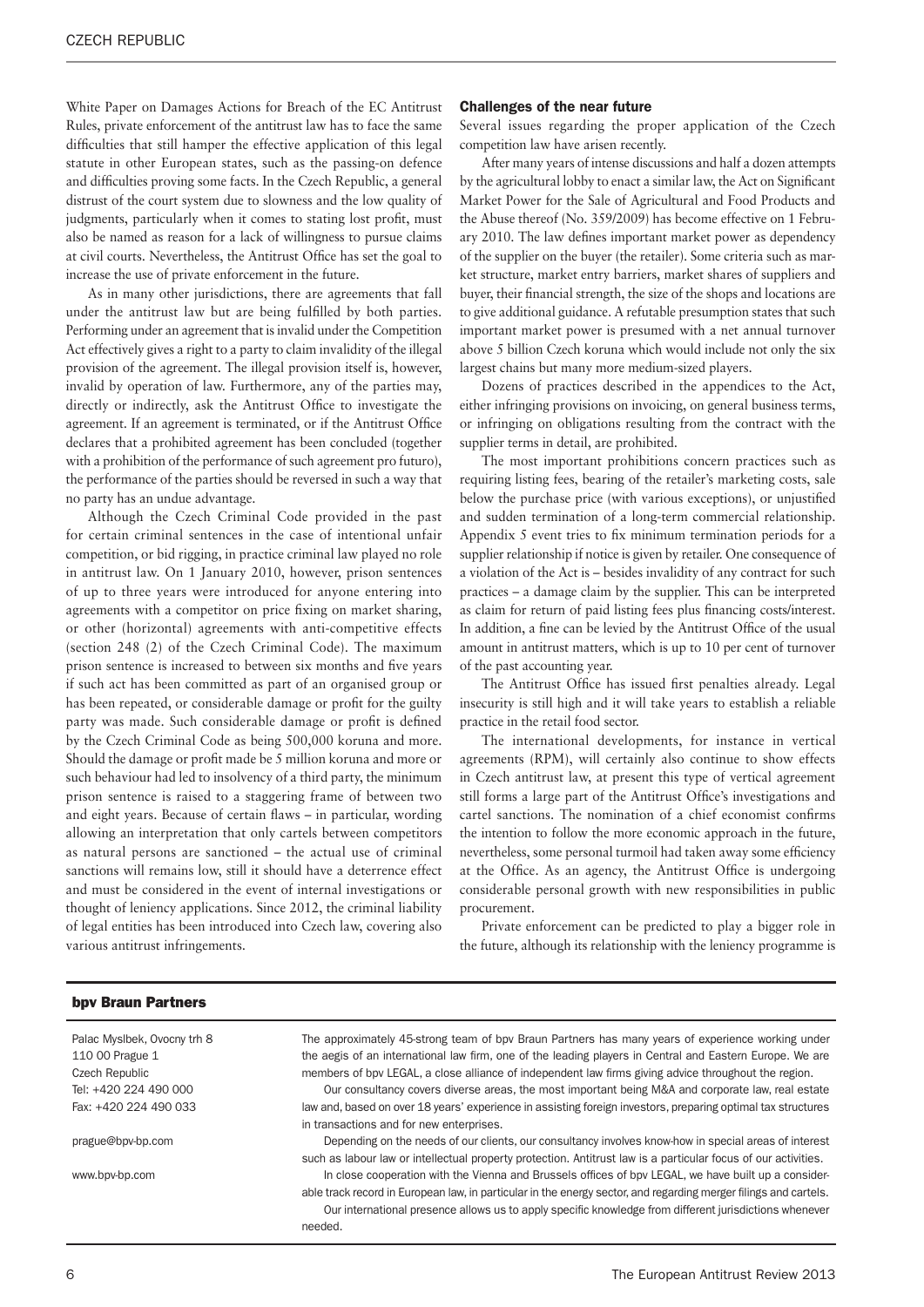White Paper on Damages Actions for Breach of the EC Antitrust Rules, private enforcement of the antitrust law has to face the same difficulties that still hamper the effective application of this legal statute in other European states, such as the passing-on defence and difficulties proving some facts. In the Czech Republic, a general distrust of the court system due to slowness and the low quality of judgments, particularly when it comes to stating lost profit, must also be named as reason for a lack of willingness to pursue claims at civil courts. Nevertheless, the Antitrust Office has set the goal to increase the use of private enforcement in the future.

As in many other jurisdictions, there are agreements that fall under the antitrust law but are being fulfilled by both parties. Performing under an agreement that is invalid under the Competition Act effectively gives a right to a party to claim invalidity of the illegal provision of the agreement. The illegal provision itself is, however, invalid by operation of law. Furthermore, any of the parties may, directly or indirectly, ask the Antitrust Office to investigate the agreement. If an agreement is terminated, or if the Antitrust Office declares that a prohibited agreement has been concluded (together with a prohibition of the performance of such agreement pro futuro), the performance of the parties should be reversed in such a way that no party has an undue advantage.

Although the Czech Criminal Code provided in the past for certain criminal sentences in the case of intentional unfair competition, or bid rigging, in practice criminal law played no role in antitrust law. On 1 January 2010, however, prison sentences of up to three years were introduced for anyone entering into agreements with a competitor on price fixing on market sharing, or other (horizontal) agreements with anti-competitive effects (section 248 (2) of the Czech Criminal Code). The maximum prison sentence is increased to between six months and five years if such act has been committed as part of an organised group or has been repeated, or considerable damage or profit for the guilty party was made. Such considerable damage or profit is defined by the Czech Criminal Code as being 500,000 koruna and more. Should the damage or profit made be 5 million koruna and more or such behaviour had led to insolvency of a third party, the minimum prison sentence is raised to a staggering frame of between two and eight years. Because of certain flaws – in particular, wording allowing an interpretation that only cartels between competitors as natural persons are sanctioned – the actual use of criminal sanctions will remains low, still it should have a deterrence effect and must be considered in the event of internal investigations or thought of leniency applications. Since 2012, the criminal liability of legal entities has been introduced into Czech law, covering also various antitrust infringements.

### Challenges of the near future

Several issues regarding the proper application of the Czech competition law have arisen recently.

After many years of intense discussions and half a dozen attempts by the agricultural lobby to enact a similar law, the Act on Significant Market Power for the Sale of Agricultural and Food Products and the Abuse thereof (No. 359/2009) has become effective on 1 February 2010. The law defines important market power as dependency of the supplier on the buyer (the retailer). Some criteria such as market structure, market entry barriers, market shares of suppliers and buyer, their financial strength, the size of the shops and locations are to give additional guidance. A refutable presumption states that such important market power is presumed with a net annual turnover above 5 billion Czech koruna which would include not only the six largest chains but many more medium-sized players.

Dozens of practices described in the appendices to the Act, either infringing provisions on invoicing, on general business terms, or infringing on obligations resulting from the contract with the supplier terms in detail, are prohibited.

The most important prohibitions concern practices such as requiring listing fees, bearing of the retailer's marketing costs, sale below the purchase price (with various exceptions), or unjustified and sudden termination of a long-term commercial relationship. Appendix 5 event tries to fix minimum termination periods for a supplier relationship if notice is given by retailer. One consequence of a violation of the Act is – besides invalidity of any contract for such practices – a damage claim by the supplier. This can be interpreted as claim for return of paid listing fees plus financing costs/interest. In addition, a fine can be levied by the Antitrust Office of the usual amount in antitrust matters, which is up to 10 per cent of turnover of the past accounting year.

The Antitrust Office has issued first penalties already. Legal insecurity is still high and it will take years to establish a reliable practice in the retail food sector.

The international developments, for instance in vertical agreements (RPM), will certainly also continue to show effects in Czech antitrust law, at present this type of vertical agreement still forms a large part of the Antitrust Office's investigations and cartel sanctions. The nomination of a chief economist confirms the intention to follow the more economic approach in the future, nevertheless, some personal turmoil had taken away some efficiency at the Office. As an agency, the Antitrust Office is undergoing considerable personal growth with new responsibilities in public procurement.

Private enforcement can be predicted to play a bigger role in the future, although its relationship with the leniency programme is

---

**bpv Braun Partners**

Palac Myslbek, Ovocny trh 8
110 00 Prague 1
Czech Republic
Tel: +420 224 490 000
Fax: +420 224 490 033

prague@bpv-bp.com

www.bpv-bp.com

The approximately 45-strong team of bpv Braun Partners has many years of experience working under the aegis of an international law firm, one of the leading players in Central and Eastern Europe. We are members of bpv LEGAL, a close alliance of independent law firms giving advice throughout the region.

Our consultancy covers diverse areas, the most important being M&A and corporate law, real estate law and, based on over 18 years' experience in assisting foreign investors, preparing optimal tax structures in transactions and for new enterprises.

Depending on the needs of our clients, our consultancy involves know-how in special areas of interest such as labour law or intellectual property protection. Antitrust law is a particular focus of our activities.

In close cooperation with the Vienna and Brussels offices of bpv LEGAL, we have built up a considerable track record in European law, in particular in the energy sector, and regarding merger filings and cartels.

Our international presence allows us to apply specific knowledge from different jurisdictions whenever needed.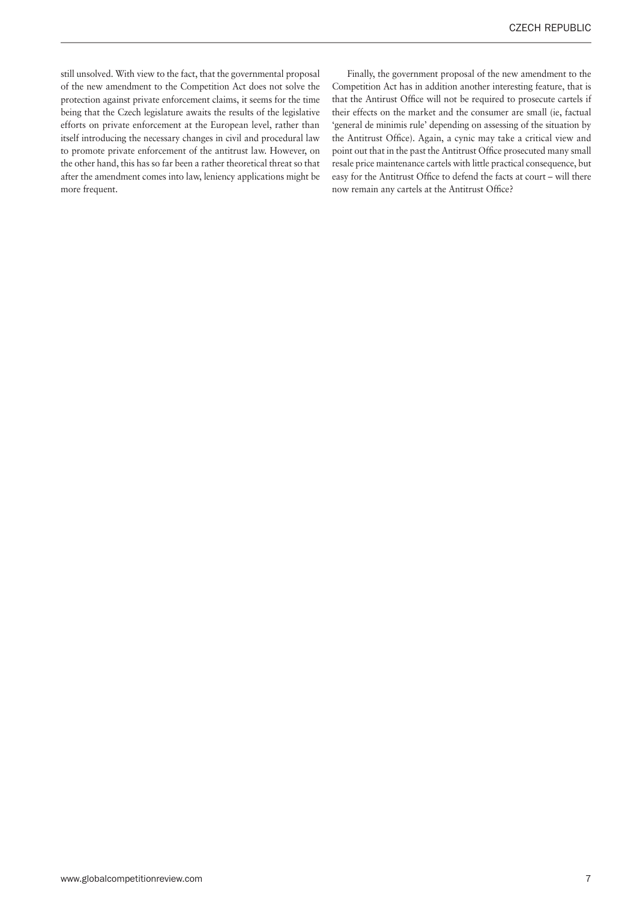still unsolved. With view to the fact, that the governmental proposal of the new amendment to the Competition Act does not solve the protection against private enforcement claims, it seems for the time being that the Czech legislature awaits the results of the legislative efforts on private enforcement at the European level, rather than itself introducing the necessary changes in civil and procedural law to promote private enforcement of the antitrust law. However, on the other hand, this has so far been a rather theoretical threat so that after the amendment comes into law, leniency applications might be more frequent.

Finally, the government proposal of the new amendment to the Competition Act has in addition another interesting feature, that is that the Antirust Office will not be required to prosecute cartels if their effects on the market and the consumer are small (ie, factual 'general de minimis rule' depending on assessing of the situation by the Antitrust Office). Again, a cynic may take a critical view and point out that in the past the Antitrust Office prosecuted many small resale price maintenance cartels with little practical consequence, but easy for the Antitrust Office to defend the facts at court – will there now remain any cartels at the Antitrust Office?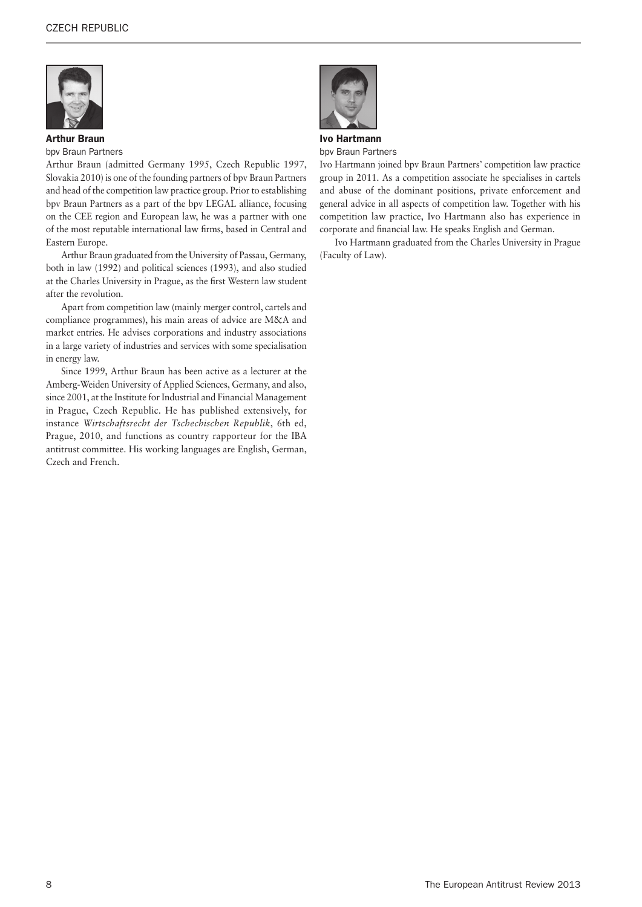### Arthur Braun

bpv Braun Partners

Arthur Braun (admitted Germany 1995, Czech Republic 1997, Slovakia 2010) is one of the founding partners of bpv Braun Partners and head of the competition law practice group. Prior to establishing bpv Braun Partners as a part of the bpv LEGAL alliance, focusing on the CEE region and European law, he was a partner with one of the most reputable international law firms, based in Central and Eastern Europe.

Arthur Braun graduated from the University of Passau, Germany, both in law (1992) and political sciences (1993), and also studied at the Charles University in Prague, as the first Western law student after the revolution.

Apart from competition law (mainly merger control, cartels and compliance programmes), his main areas of advice are M&A and market entries. He advises corporations and industry associations in a large variety of industries and services with some specialisation in energy law.

Since 1999, Arthur Braun has been active as a lecturer at the Amberg-Weiden University of Applied Sciences, Germany, and also, since 2001, at the Institute for Industrial and Financial Management in Prague, Czech Republic. He has published extensively, for instance *Wirtschaftsrecht der Tschechischen Republik*, 6th ed, Prague, 2010, and functions as country rapporteur for the IBA antitrust committee. His working languages are English, German, Czech and French.

### Ivo Hartmann

bpv Braun Partners

Ivo Hartmann joined bpv Braun Partners' competition law practice group in 2011. As a competition associate he specialises in cartels and abuse of the dominant positions, private enforcement and general advice in all aspects of competition law. Together with his competition law practice, Ivo Hartmann also has experience in corporate and financial law. He speaks English and German.

Ivo Hartmann graduated from the Charles University in Prague (Faculty of Law).